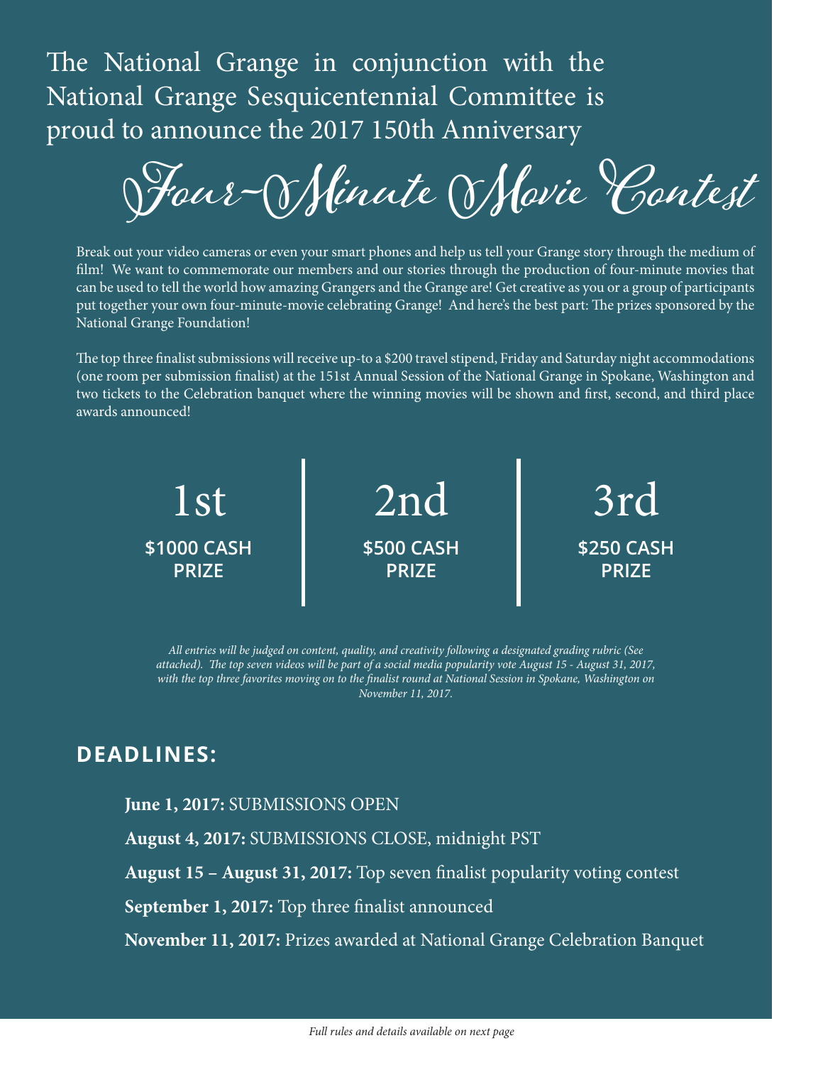The National Grange in conjunction with the National Grange Sesquicentennial Committee is proud to announce the 2017 150th Anniversary

# Four-Minute Movie Contest

Break out your video cameras or even your smart phones and help us tell your Grange story through the medium of film! We want to commemorate our members and our stories through the production of four-minute movies that can be used to tell the world how amazing Grangers and the Grange are! Get creative as you or a group of participants put together your own four-minute-movie celebrating Grange! And here's the best part: The prizes sponsored by the National Grange Foundation!

The top three finalist submissions will receive up-to a $200 travel stipend, Friday and Saturday night accommodations (one room per submission finalist) at the 151st Annual Session of the National Grange in Spokane, Washington and two tickets to the Celebration banquet where the winning movies will be shown and first, second, and third place awards announced!

| 1st | 2nd | 3rd |
| --- | --- | --- |
| **$1000 CASH PRIZE** | **$500 CASH PRIZE** | **$250 CASH PRIZE** |

*All entries will be judged on content, quality, and creativity following a designated grading rubric (See attached). The top seven videos will be part of a social media popularity vote August 15 - August 31, 2017, with the top three favorites moving on to the finalist round at National Session in Spokane, Washington on November 11, 2017.*

## DEADLINES:

**June 1, 2017:** SUBMISSIONS OPEN

**August 4, 2017:** SUBMISSIONS CLOSE, midnight PST

**August 15 – August 31, 2017:** Top seven finalist popularity voting contest

**September 1, 2017:** Top three finalist announced

**November 11, 2017:** Prizes awarded at National Grange Celebration Banquet

*Full rules and details available on next page*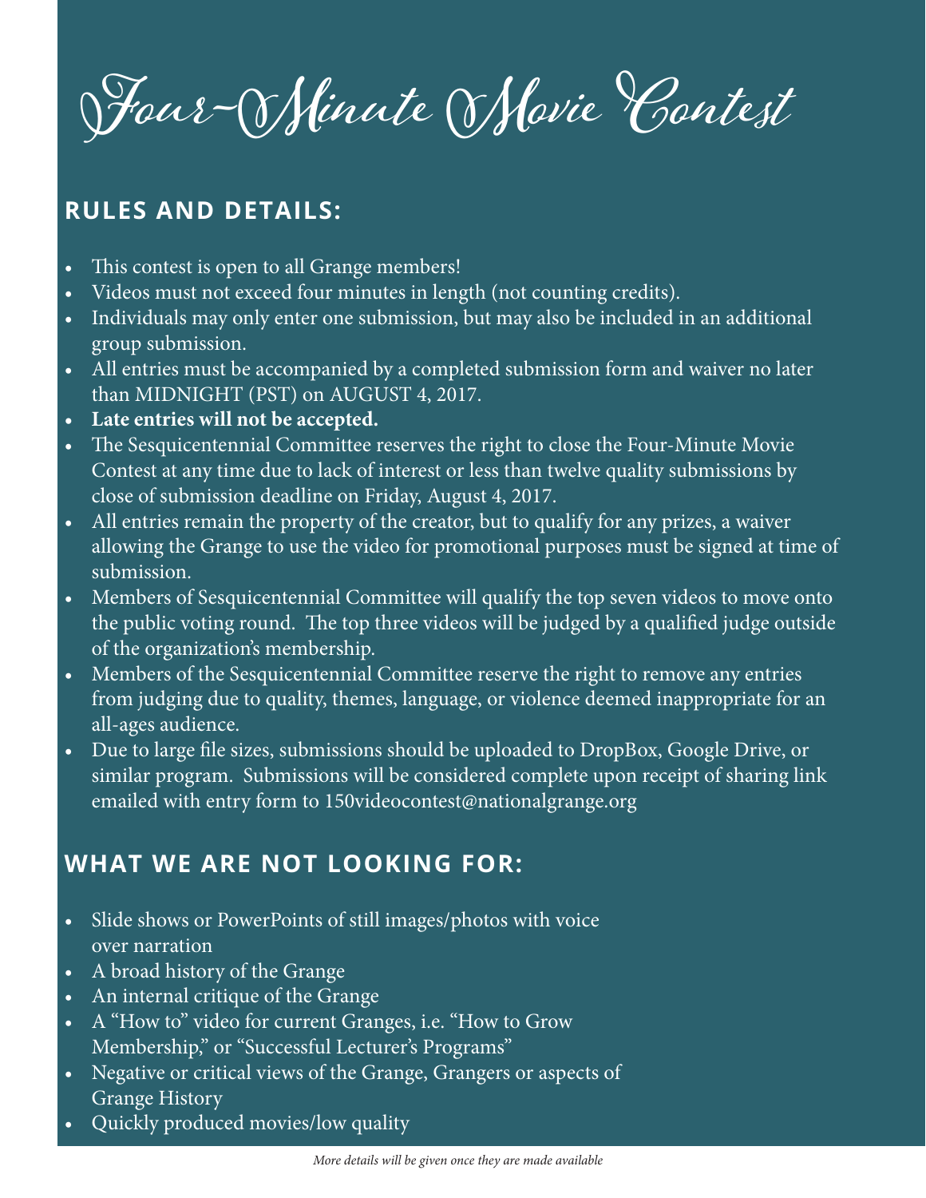# Four-Minute Movie Contest

## RULES AND DETAILS:

- This contest is open to all Grange members!
- Videos must not exceed four minutes in length (not counting credits).
- Individuals may only enter one submission, but may also be included in an additional group submission.
- All entries must be accompanied by a completed submission form and waiver no later than MIDNIGHT (PST) on AUGUST 4, 2017.
- **Late entries will not be accepted.**
- The Sesquicentennial Committee reserves the right to close the Four-Minute Movie Contest at any time due to lack of interest or less than twelve quality submissions by close of submission deadline on Friday, August 4, 2017.
- All entries remain the property of the creator, but to qualify for any prizes, a waiver allowing the Grange to use the video for promotional purposes must be signed at time of submission.
- Members of Sesquicentennial Committee will qualify the top seven videos to move onto the public voting round. The top three videos will be judged by a qualified judge outside of the organization's membership.
- Members of the Sesquicentennial Committee reserve the right to remove any entries from judging due to quality, themes, language, or violence deemed inappropriate for an all-ages audience.
- Due to large file sizes, submissions should be uploaded to DropBox, Google Drive, or similar program. Submissions will be considered complete upon receipt of sharing link emailed with entry form to 150videocontest@nationalgrange.org

## WHAT WE ARE NOT LOOKING FOR:

- Slide shows or PowerPoints of still images/photos with voice over narration
- A broad history of the Grange
- An internal critique of the Grange
- A "How to" video for current Granges, i.e. "How to Grow Membership," or "Successful Lecturer's Programs"
- Negative or critical views of the Grange, Grangers or aspects of Grange History
- Quickly produced movies/low quality

*More details will be given once they are made available*